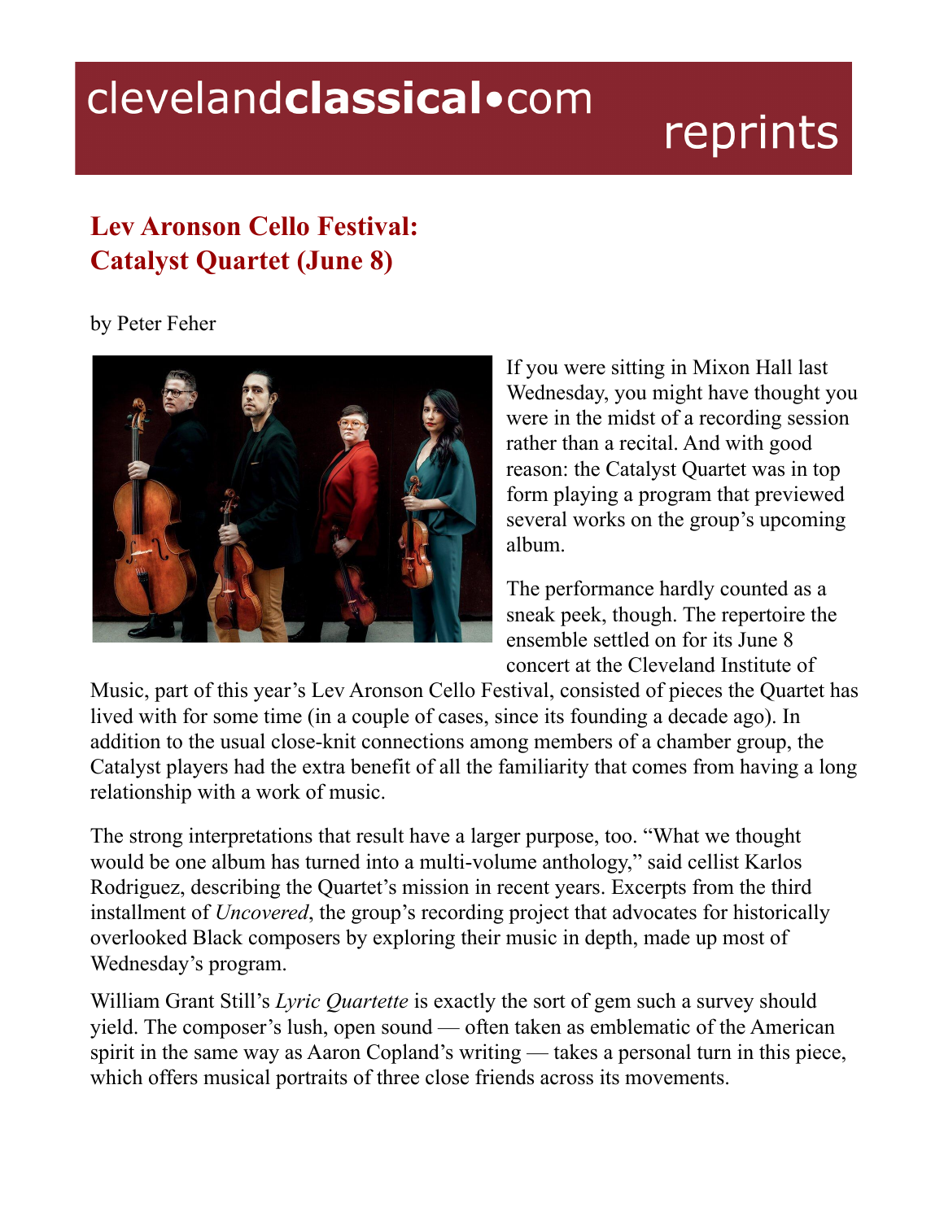clevelandclassical•com reprints

# Lev Aronson Cello Festival: Catalyst Quartet (June 8)

by Peter Feher

If you were sitting in Mixon Hall last Wednesday, you might have thought you were in the midst of a recording session rather than a recital. And with good reason: the Catalyst Quartet was in top form playing a program that previewed several works on the group's upcoming album.

The performance hardly counted as a sneak peek, though. The repertoire the ensemble settled on for its June 8 concert at the Cleveland Institute of Music, part of this year's Lev Aronson Cello Festival, consisted of pieces the Quartet has lived with for some time (in a couple of cases, since its founding a decade ago). In addition to the usual close-knit connections among members of a chamber group, the Catalyst players had the extra benefit of all the familiarity that comes from having a long relationship with a work of music.

The strong interpretations that result have a larger purpose, too. "What we thought would be one album has turned into a multi-volume anthology," said cellist Karlos Rodriguez, describing the Quartet's mission in recent years. Excerpts from the third installment of *Uncovered*, the group's recording project that advocates for historically overlooked Black composers by exploring their music in depth, made up most of Wednesday's program.

William Grant Still's *Lyric Quartette* is exactly the sort of gem such a survey should yield. The composer's lush, open sound — often taken as emblematic of the American spirit in the same way as Aaron Copland's writing — takes a personal turn in this piece, which offers musical portraits of three close friends across its movements.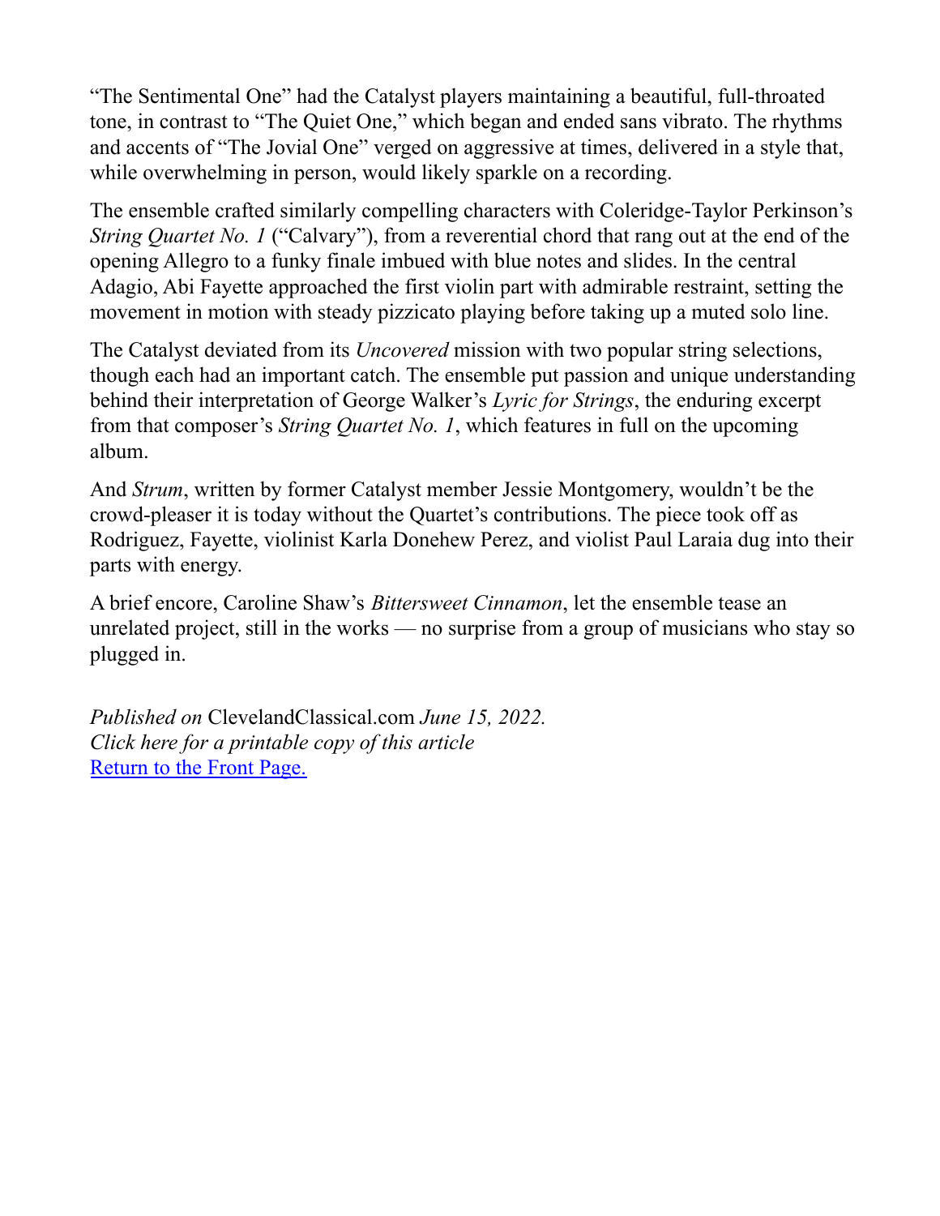"The Sentimental One" had the Catalyst players maintaining a beautiful, full-throated tone, in contrast to "The Quiet One," which began and ended sans vibrato. The rhythms and accents of "The Jovial One" verged on aggressive at times, delivered in a style that, while overwhelming in person, would likely sparkle on a recording.

The ensemble crafted similarly compelling characters with Coleridge-Taylor Perkinson's *String Quartet No. 1* ("Calvary"), from a reverential chord that rang out at the end of the opening Allegro to a funky finale imbued with blue notes and slides. In the central Adagio, Abi Fayette approached the first violin part with admirable restraint, setting the movement in motion with steady pizzicato playing before taking up a muted solo line.

The Catalyst deviated from its *Uncovered* mission with two popular string selections, though each had an important catch. The ensemble put passion and unique understanding behind their interpretation of George Walker's *Lyric for Strings*, the enduring excerpt from that composer's *String Quartet No. 1*, which features in full on the upcoming album.

And *Strum*, written by former Catalyst member Jessie Montgomery, wouldn't be the crowd-pleaser it is today without the Quartet's contributions. The piece took off as Rodriguez, Fayette, violinist Karla Donehew Perez, and violist Paul Laraia dug into their parts with energy.

A brief encore, Caroline Shaw's *Bittersweet Cinnamon*, let the ensemble tease an unrelated project, still in the works — no surprise from a group of musicians who stay so plugged in.

*Published on* ClevelandClassical.com *June 15, 2022.*
*Click here for a printable copy of this article*
[Return to the Front Page.]